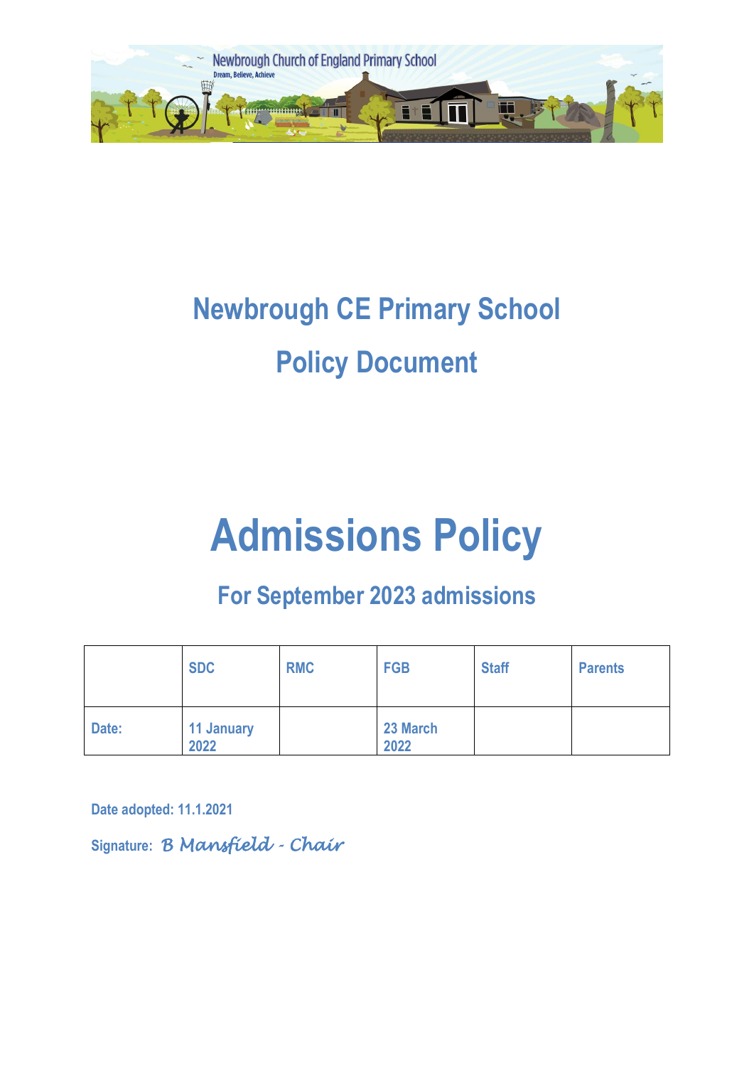# Newbrough CE Primary School

# Policy Document

# Admissions Policy

## For September 2023 admissions

| | SDC | RMC | FGB | Staff | Parents |
|---|---|---|---|---|---|
| Date: | 11 January 2022 | | 23 March 2022 | | |

**Date adopted: 11.1.2021**

**Signature:** *B Mansfield - Chair*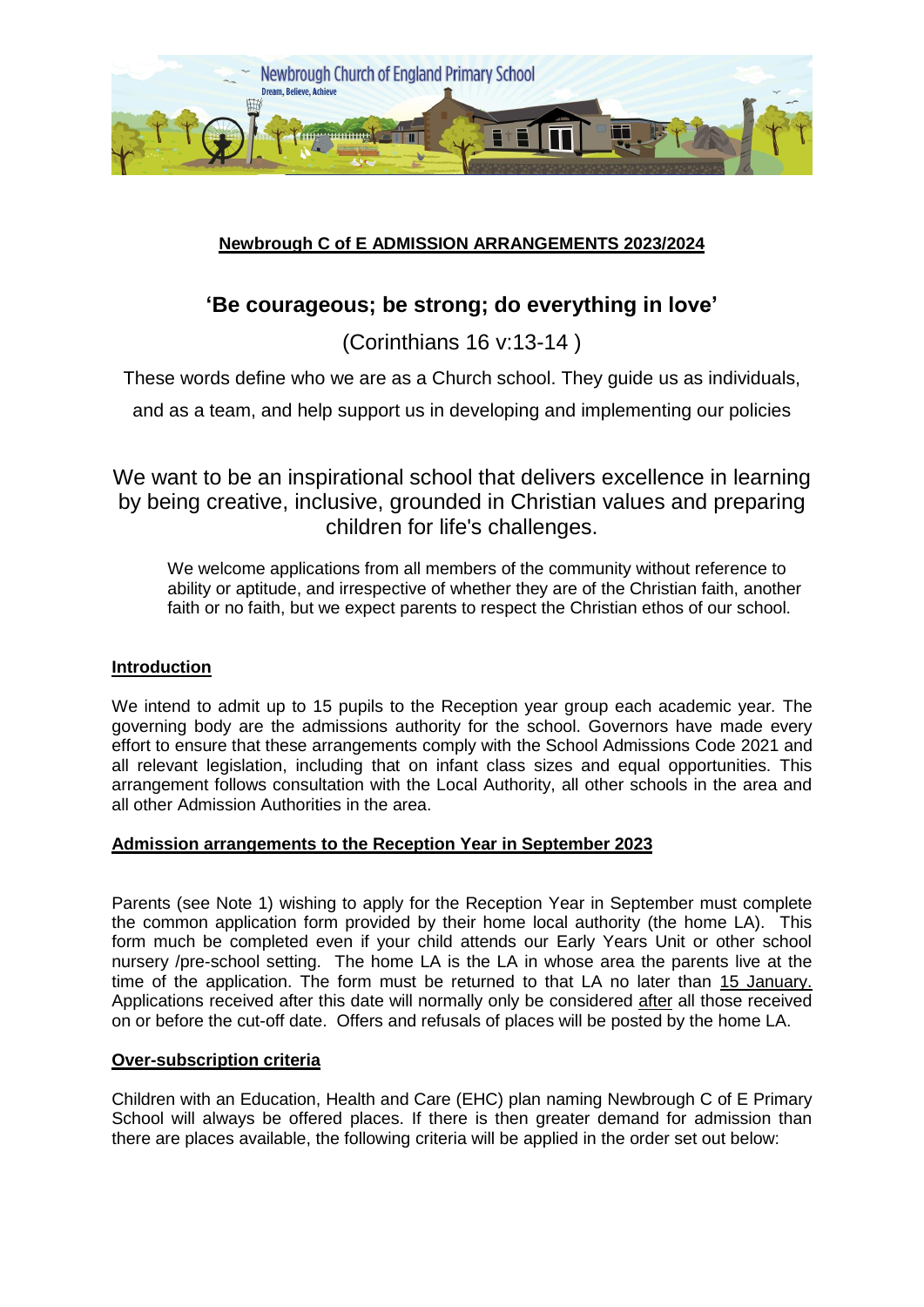**Newbrough C of E ADMISSION ARRANGEMENTS 2023/2024**

## 'Be courageous; be strong; do everything in love'

(Corinthians 16 v:13-14 )

These words define who we are as a Church school. They guide us as individuals, and as a team, and help support us in developing and implementing our policies

We want to be an inspirational school that delivers excellence in learning by being creative, inclusive, grounded in Christian values and preparing children for life's challenges.

We welcome applications from all members of the community without reference to ability or aptitude, and irrespective of whether they are of the Christian faith, another faith or no faith, but we expect parents to respect the Christian ethos of our school.

**Introduction**

We intend to admit up to 15 pupils to the Reception year group each academic year. The governing body are the admissions authority for the school. Governors have made every effort to ensure that these arrangements comply with the School Admissions Code 2021 and all relevant legislation, including that on infant class sizes and equal opportunities. This arrangement follows consultation with the Local Authority, all other schools in the area and all other Admission Authorities in the area.

**Admission arrangements to the Reception Year in September 2023**

Parents (see Note 1) wishing to apply for the Reception Year in September must complete the common application form provided by their home local authority (the home LA). This form much be completed even if your child attends our Early Years Unit or other school nursery /pre-school setting. The home LA is the LA in whose area the parents live at the time of the application. The form must be returned to that LA no later than 15 January. Applications received after this date will normally only be considered after all those received on or before the cut-off date. Offers and refusals of places will be posted by the home LA.

**Over-subscription criteria**

Children with an Education, Health and Care (EHC) plan naming Newbrough C of E Primary School will always be offered places. If there is then greater demand for admission than there are places available, the following criteria will be applied in the order set out below: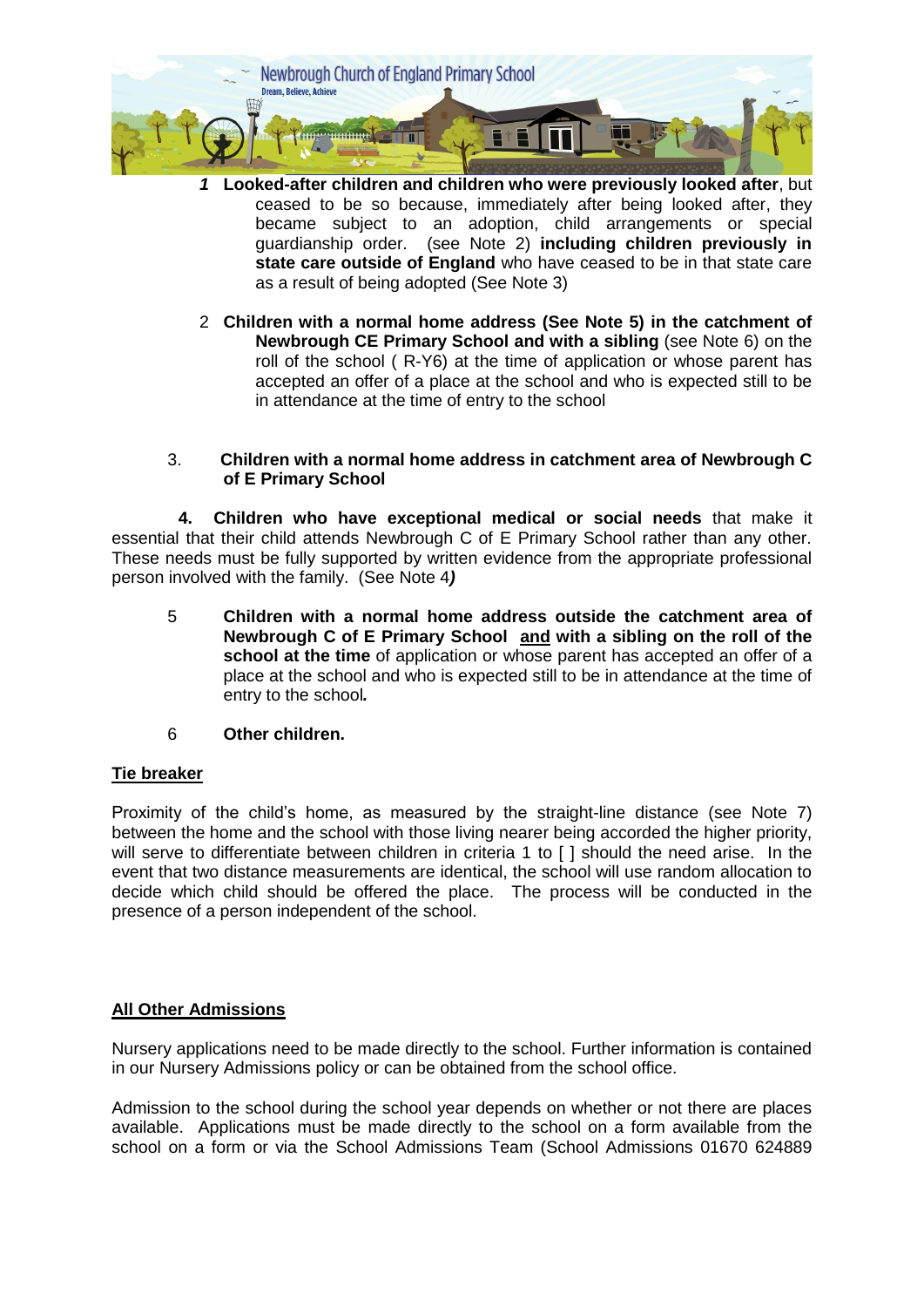1. **Looked-after children and children who were previously looked after**, but ceased to be so because, immediately after being looked after, they became subject to an adoption, child arrangements or special guardianship order. (see Note 2) **including children previously in state care outside of England** who have ceased to be in that state care as a result of being adopted (See Note 3)

2. **Children with a normal home address (See Note 5) in the catchment of Newbrough CE Primary School and with a sibling** (see Note 6) on the roll of the school ( R-Y6) at the time of application or whose parent has accepted an offer of a place at the school and who is expected still to be in attendance at the time of entry to the school

3. **Children with a normal home address in catchment area of Newbrough C of E Primary School**

4. **Children who have exceptional medical or social needs** that make it essential that their child attends Newbrough C of E Primary School rather than any other. These needs must be fully supported by written evidence from the appropriate professional person involved with the family. (See Note 4*)*

5. **Children with a normal home address outside the catchment area of Newbrough C of E Primary School <u>and</u> with a sibling on the roll of the school at the time** of application or whose parent has accepted an offer of a place at the school and who is expected still to be in attendance at the time of entry to the school*.*

6. **Other children.**

**<u>Tie breaker</u>**

Proximity of the child's home, as measured by the straight-line distance (see Note 7) between the home and the school with those living nearer being accorded the higher priority, will serve to differentiate between children in criteria 1 to [ ] should the need arise. In the event that two distance measurements are identical, the school will use random allocation to decide which child should be offered the place. The process will be conducted in the presence of a person independent of the school.

**<u>All Other Admissions</u>**

Nursery applications need to be made directly to the school. Further information is contained in our Nursery Admissions policy or can be obtained from the school office.

Admission to the school during the school year depends on whether or not there are places available. Applications must be made directly to the school on a form available from the school on a form or via the School Admissions Team (School Admissions 01670 624889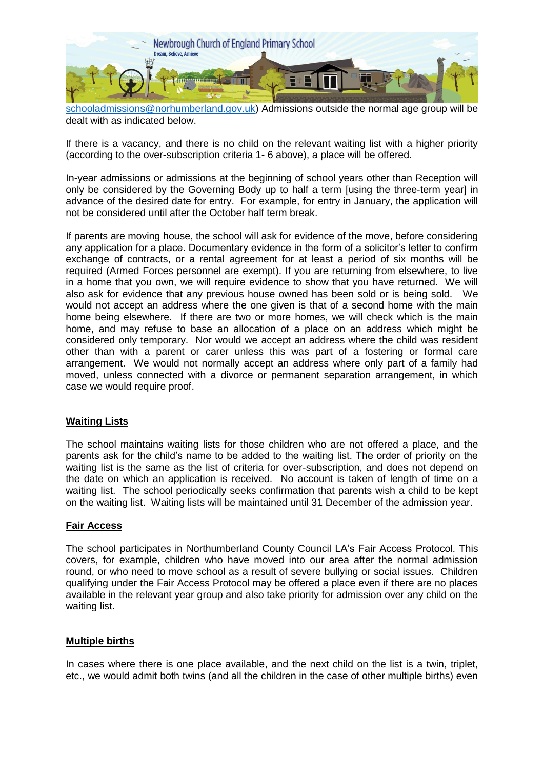schooladmissions@norhumberland.gov.uk) Admissions outside the normal age group will be dealt with as indicated below.

If there is a vacancy, and there is no child on the relevant waiting list with a higher priority (according to the over-subscription criteria 1- 6 above), a place will be offered.

In-year admissions or admissions at the beginning of school years other than Reception will only be considered by the Governing Body up to half a term [using the three-term year] in advance of the desired date for entry. For example, for entry in January, the application will not be considered until after the October half term break.

If parents are moving house, the school will ask for evidence of the move, before considering any application for a place. Documentary evidence in the form of a solicitor's letter to confirm exchange of contracts, or a rental agreement for at least a period of six months will be required (Armed Forces personnel are exempt). If you are returning from elsewhere, to live in a home that you own, we will require evidence to show that you have returned. We will also ask for evidence that any previous house owned has been sold or is being sold. We would not accept an address where the one given is that of a second home with the main home being elsewhere. If there are two or more homes, we will check which is the main home, and may refuse to base an allocation of a place on an address which might be considered only temporary. Nor would we accept an address where the child was resident other than with a parent or carer unless this was part of a fostering or formal care arrangement. We would not normally accept an address where only part of a family had moved, unless connected with a divorce or permanent separation arrangement, in which case we would require proof.

## Waiting Lists

The school maintains waiting lists for those children who are not offered a place, and the parents ask for the child's name to be added to the waiting list. The order of priority on the waiting list is the same as the list of criteria for over-subscription, and does not depend on the date on which an application is received. No account is taken of length of time on a waiting list. The school periodically seeks confirmation that parents wish a child to be kept on the waiting list. Waiting lists will be maintained until 31 December of the admission year.

## Fair Access

The school participates in Northumberland County Council LA's Fair Access Protocol. This covers, for example, children who have moved into our area after the normal admission round, or who need to move school as a result of severe bullying or social issues. Children qualifying under the Fair Access Protocol may be offered a place even if there are no places available in the relevant year group and also take priority for admission over any child on the waiting list.

## Multiple births

In cases where there is one place available, and the next child on the list is a twin, triplet, etc., we would admit both twins (and all the children in the case of other multiple births) even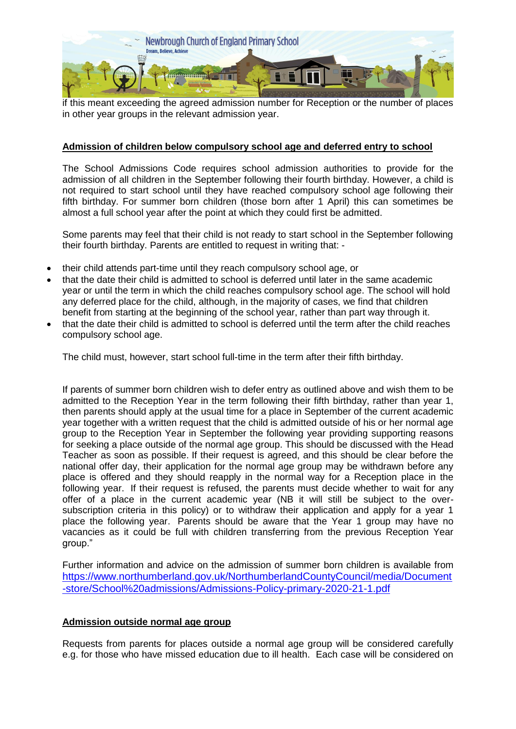if this meant exceeding the agreed admission number for Reception or the number of places in other year groups in the relevant admission year.

## Admission of children below compulsory school age and deferred entry to school

The School Admissions Code requires school admission authorities to provide for the admission of all children in the September following their fourth birthday. However, a child is not required to start school until they have reached compulsory school age following their fifth birthday. For summer born children (those born after 1 April) this can sometimes be almost a full school year after the point at which they could first be admitted.

Some parents may feel that their child is not ready to start school in the September following their fourth birthday. Parents are entitled to request in writing that: -

- their child attends part-time until they reach compulsory school age, or
- that the date their child is admitted to school is deferred until later in the same academic year or until the term in which the child reaches compulsory school age. The school will hold any deferred place for the child, although, in the majority of cases, we find that children benefit from starting at the beginning of the school year, rather than part way through it.
- that the date their child is admitted to school is deferred until the term after the child reaches compulsory school age.

The child must, however, start school full-time in the term after their fifth birthday.

If parents of summer born children wish to defer entry as outlined above and wish them to be admitted to the Reception Year in the term following their fifth birthday, rather than year 1, then parents should apply at the usual time for a place in September of the current academic year together with a written request that the child is admitted outside of his or her normal age group to the Reception Year in September the following year providing supporting reasons for seeking a place outside of the normal age group. This should be discussed with the Head Teacher as soon as possible. If their request is agreed, and this should be clear before the national offer day, their application for the normal age group may be withdrawn before any place is offered and they should reapply in the normal way for a Reception place in the following year. If their request is refused, the parents must decide whether to wait for any offer of a place in the current academic year (NB it will still be subject to the over-subscription criteria in this policy) or to withdraw their application and apply for a year 1 place the following year. Parents should be aware that the Year 1 group may have no vacancies as it could be full with children transferring from the previous Reception Year group."

Further information and advice on the admission of summer born children is available from https://www.northumberland.gov.uk/NorthumberlandCountyCouncil/media/Document-store/School%20admissions/Admissions-Policy-primary-2020-21-1.pdf

## Admission outside normal age group

Requests from parents for places outside a normal age group will be considered carefully e.g. for those who have missed education due to ill health. Each case will be considered on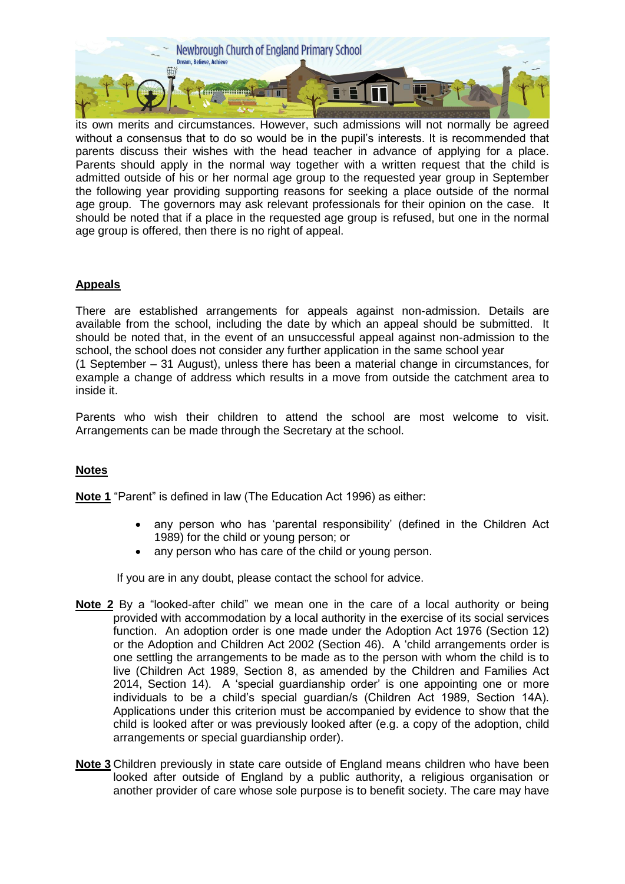its own merits and circumstances. However, such admissions will not normally be agreed without a consensus that to do so would be in the pupil's interests. It is recommended that parents discuss their wishes with the head teacher in advance of applying for a place. Parents should apply in the normal way together with a written request that the child is admitted outside of his or her normal age group to the requested year group in September the following year providing supporting reasons for seeking a place outside of the normal age group. The governors may ask relevant professionals for their opinion on the case. It should be noted that if a place in the requested age group is refused, but one in the normal age group is offered, then there is no right of appeal.

## Appeals

There are established arrangements for appeals against non-admission. Details are available from the school, including the date by which an appeal should be submitted. It should be noted that, in the event of an unsuccessful appeal against non-admission to the school, the school does not consider any further application in the same school year (1 September – 31 August), unless there has been a material change in circumstances, for example a change of address which results in a move from outside the catchment area to inside it.

Parents who wish their children to attend the school are most welcome to visit. Arrangements can be made through the Secretary at the school.

## Notes

**Note 1** "Parent" is defined in law (The Education Act 1996) as either:

- any person who has 'parental responsibility' (defined in the Children Act 1989) for the child or young person; or
- any person who has care of the child or young person.

If you are in any doubt, please contact the school for advice.

**Note 2** By a "looked-after child" we mean one in the care of a local authority or being provided with accommodation by a local authority in the exercise of its social services function. An adoption order is one made under the Adoption Act 1976 (Section 12) or the Adoption and Children Act 2002 (Section 46). A 'child arrangements order is one settling the arrangements to be made as to the person with whom the child is to live (Children Act 1989, Section 8, as amended by the Children and Families Act 2014, Section 14). A 'special guardianship order' is one appointing one or more individuals to be a child's special guardian/s (Children Act 1989, Section 14A). Applications under this criterion must be accompanied by evidence to show that the child is looked after or was previously looked after (e.g. a copy of the adoption, child arrangements or special guardianship order).

**Note 3** Children previously in state care outside of England means children who have been looked after outside of England by a public authority, a religious organisation or another provider of care whose sole purpose is to benefit society. The care may have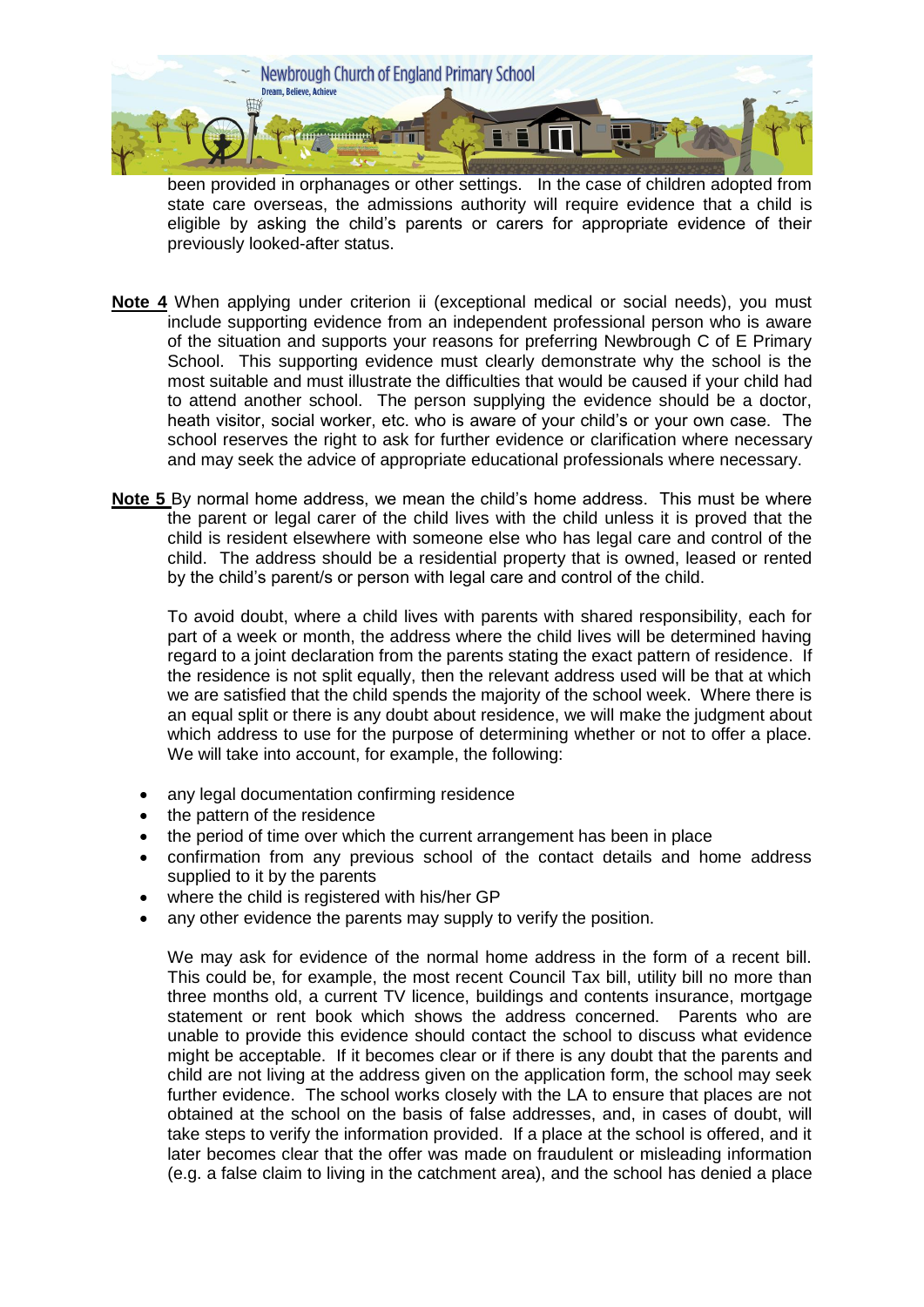been provided in orphanages or other settings. In the case of children adopted from state care overseas, the admissions authority will require evidence that a child is eligible by asking the child's parents or carers for appropriate evidence of their previously looked-after status.

**Note 4** When applying under criterion ii (exceptional medical or social needs), you must include supporting evidence from an independent professional person who is aware of the situation and supports your reasons for preferring Newbrough C of E Primary School. This supporting evidence must clearly demonstrate why the school is the most suitable and must illustrate the difficulties that would be caused if your child had to attend another school. The person supplying the evidence should be a doctor, heath visitor, social worker, etc. who is aware of your child's or your own case. The school reserves the right to ask for further evidence or clarification where necessary and may seek the advice of appropriate educational professionals where necessary.

**Note 5** By normal home address, we mean the child's home address. This must be where the parent or legal carer of the child lives with the child unless it is proved that the child is resident elsewhere with someone else who has legal care and control of the child. The address should be a residential property that is owned, leased or rented by the child's parent/s or person with legal care and control of the child.

To avoid doubt, where a child lives with parents with shared responsibility, each for part of a week or month, the address where the child lives will be determined having regard to a joint declaration from the parents stating the exact pattern of residence. If the residence is not split equally, then the relevant address used will be that at which we are satisfied that the child spends the majority of the school week. Where there is an equal split or there is any doubt about residence, we will make the judgment about which address to use for the purpose of determining whether or not to offer a place. We will take into account, for example, the following:

- any legal documentation confirming residence
- the pattern of the residence
- the period of time over which the current arrangement has been in place
- confirmation from any previous school of the contact details and home address supplied to it by the parents
- where the child is registered with his/her GP
- any other evidence the parents may supply to verify the position.

We may ask for evidence of the normal home address in the form of a recent bill. This could be, for example, the most recent Council Tax bill, utility bill no more than three months old, a current TV licence, buildings and contents insurance, mortgage statement or rent book which shows the address concerned. Parents who are unable to provide this evidence should contact the school to discuss what evidence might be acceptable. If it becomes clear or if there is any doubt that the parents and child are not living at the address given on the application form, the school may seek further evidence. The school works closely with the LA to ensure that places are not obtained at the school on the basis of false addresses, and, in cases of doubt, will take steps to verify the information provided. If a place at the school is offered, and it later becomes clear that the offer was made on fraudulent or misleading information (e.g. a false claim to living in the catchment area), and the school has denied a place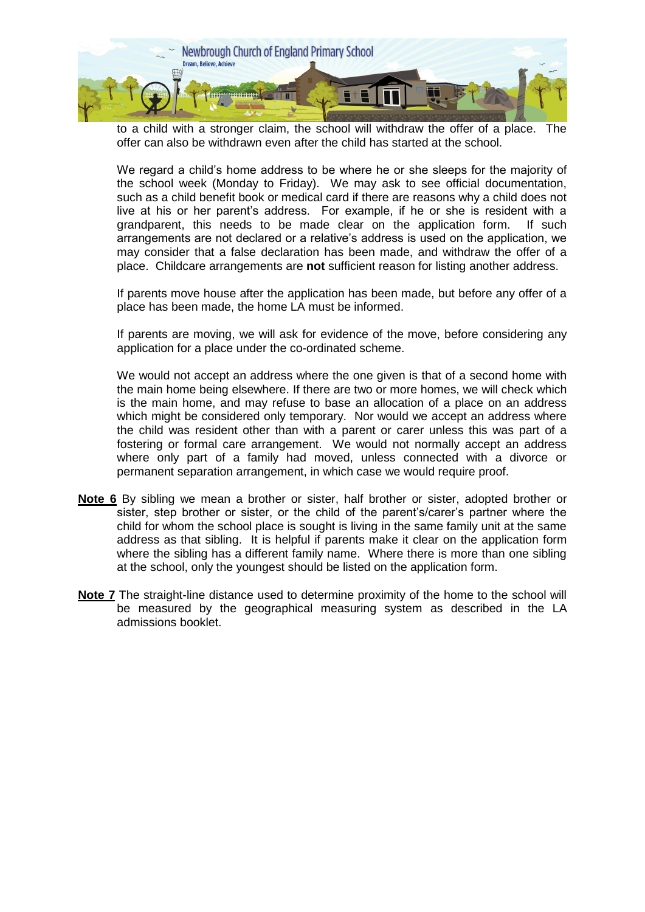to a child with a stronger claim, the school will withdraw the offer of a place. The offer can also be withdrawn even after the child has started at the school.

We regard a child's home address to be where he or she sleeps for the majority of the school week (Monday to Friday). We may ask to see official documentation, such as a child benefit book or medical card if there are reasons why a child does not live at his or her parent's address. For example, if he or she is resident with a grandparent, this needs to be made clear on the application form. If such arrangements are not declared or a relative's address is used on the application, we may consider that a false declaration has been made, and withdraw the offer of a place. Childcare arrangements are **not** sufficient reason for listing another address.

If parents move house after the application has been made, but before any offer of a place has been made, the home LA must be informed.

If parents are moving, we will ask for evidence of the move, before considering any application for a place under the co-ordinated scheme.

We would not accept an address where the one given is that of a second home with the main home being elsewhere. If there are two or more homes, we will check which is the main home, and may refuse to base an allocation of a place on an address which might be considered only temporary. Nor would we accept an address where the child was resident other than with a parent or carer unless this was part of a fostering or formal care arrangement. We would not normally accept an address where only part of a family had moved, unless connected with a divorce or permanent separation arrangement, in which case we would require proof.

**Note 6** By sibling we mean a brother or sister, half brother or sister, adopted brother or sister, step brother or sister, or the child of the parent's/carer's partner where the child for whom the school place is sought is living in the same family unit at the same address as that sibling. It is helpful if parents make it clear on the application form where the sibling has a different family name. Where there is more than one sibling at the school, only the youngest should be listed on the application form.

**Note 7** The straight-line distance used to determine proximity of the home to the school will be measured by the geographical measuring system as described in the LA admissions booklet.